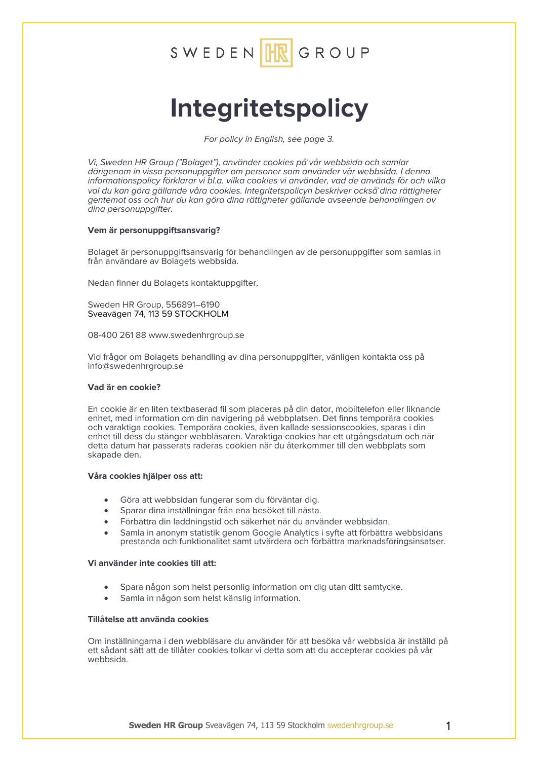SWEDEN HR GROUP

# Integritetspolicy

*For policy in English, see page 3.*

*Vi, Sweden HR Group ("Bolaget"), använder cookies på vår webbsida och samlar därigenom in vissa personuppgifter om personer som använder vår webbsida. I denna informationspolicy förklarar vi bl.a. vilka cookies vi använder, vad de används för och vilka val du kan göra gällande våra cookies. Integritetspolicyn beskriver också dina rättigheter gentemot oss och hur du kan göra dina rättigheter gällande avseende behandlingen av dina personuppgifter.*

**Vem är personuppgiftsansvarig?**

Bolaget är personuppgiftsansvarig för behandlingen av de personuppgifter som samlas in från användare av Bolagets webbsida.

Nedan finner du Bolagets kontaktuppgifter.

Sweden HR Group, 556891–6190
Sveavägen 74, 113 59 STOCKHOLM

08-400 261 88 www.swedenhrgroup.se

Vid frågor om Bolagets behandling av dina personuppgifter, vänligen kontakta oss på info@swedenhrgroup.se

**Vad är en cookie?**

En cookie är en liten textbaserad fil som placeras på din dator, mobiltelefon eller liknande enhet, med information om din navigering på webbplatsen. Det finns temporära cookies och varaktiga cookies. Temporära cookies, även kallade sessionscookies, sparas i din enhet till dess du stänger webbläsaren. Varaktiga cookies har ett utgångsdatum och när detta datum har passerats raderas cookien när du återkommer till den webbplats som skapade den.

**Våra cookies hjälper oss att:**

- Göra att webbsidan fungerar som du förväntar dig.
- Sparar dina inställningar från ena besöket till nästa.
- Förbättra din laddningstid och säkerhet när du använder webbsidan.
- Samla in anonym statistik genom Google Analytics i syfte att förbättra webbsidans prestanda och funktionalitet samt utvärdera och förbättra marknadsföringsinsatser.

**Vi använder inte cookies till att:**

- Spara någon som helst personlig information om dig utan ditt samtycke.
- Samla in någon som helst känslig information.

**Tillåtelse att använda cookies**

Om inställningarna i den webbläsare du använder för att besöka vår webbsida är inställd på ett sådant sätt att de tillåter cookies tolkar vi detta som att du accepterar cookies på vår webbsida.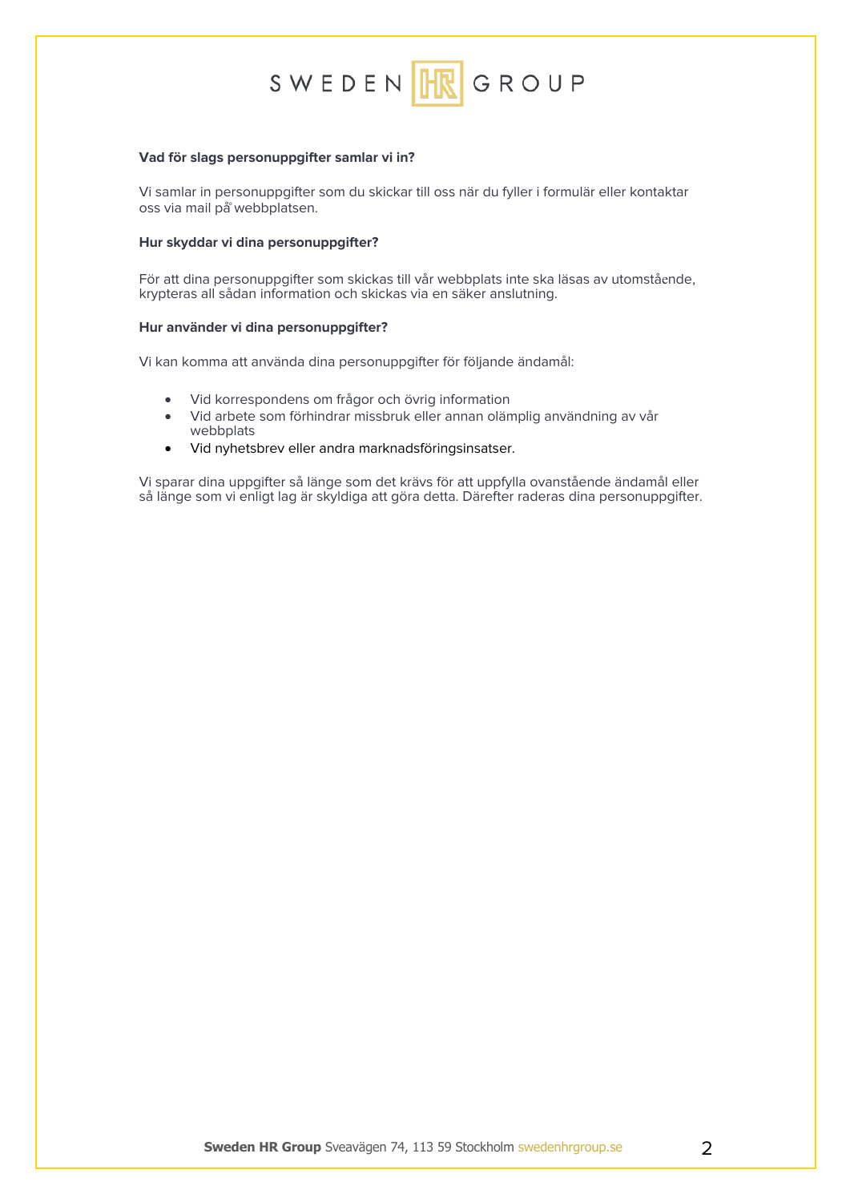**Vad för slags personuppgifter samlar vi in?**

Vi samlar in personuppgifter som du skickar till oss när du fyller i formulär eller kontaktar oss via mail på webbplatsen.

**Hur skyddar vi dina personuppgifter?**

För att dina personuppgifter som skickas till vår webbplats inte ska läsas av utomstående, krypteras all sådan information och skickas via en säker anslutning.

**Hur använder vi dina personuppgifter?**

Vi kan komma att använda dina personuppgifter för följande ändamål:

- Vid korrespondens om frågor och övrig information
- Vid arbete som förhindrar missbruk eller annan olämplig användning av vår webbplats
- Vid nyhetsbrev eller andra marknadsföringsinsatser.

Vi sparar dina uppgifter så länge som det krävs för att uppfylla ovanstående ändamål eller så länge som vi enligt lag är skyldiga att göra detta. Därefter raderas dina personuppgifter.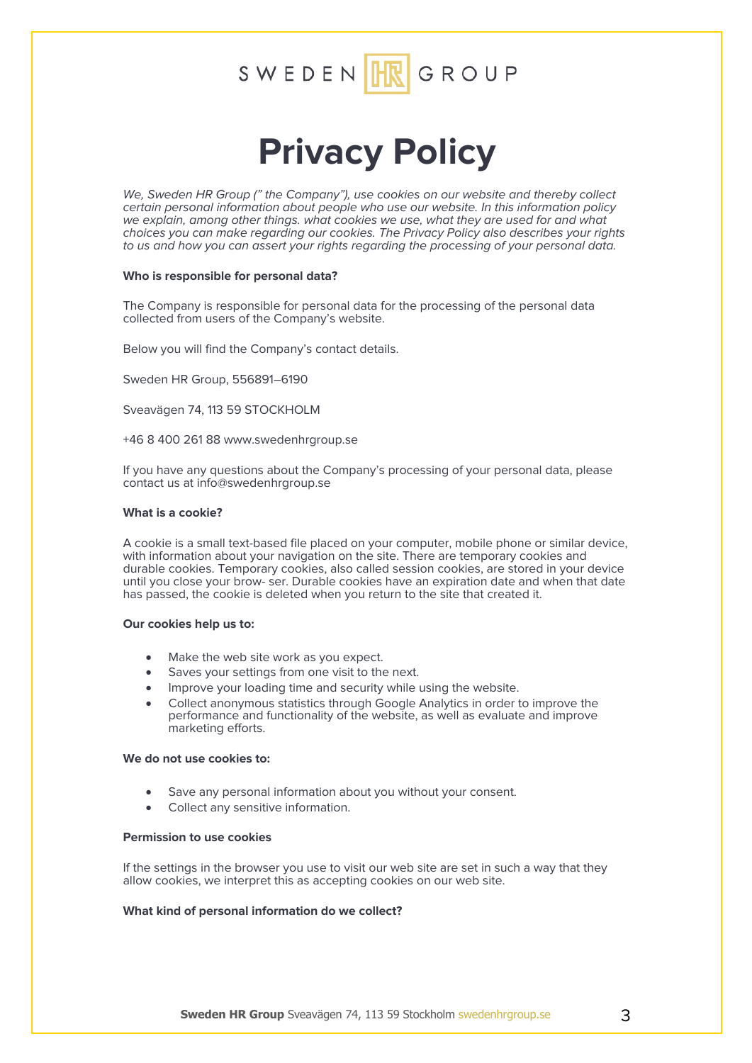# Privacy Policy

*We, Sweden HR Group (" the Company"), use cookies on our website and thereby collect certain personal information about people who use our website. In this information policy we explain, among other things. what cookies we use, what they are used for and what choices you can make regarding our cookies. The Privacy Policy also describes your rights to us and how you can assert your rights regarding the processing of your personal data.*

**Who is responsible for personal data?**

The Company is responsible for personal data for the processing of the personal data collected from users of the Company's website.

Below you will find the Company's contact details.

Sweden HR Group, 556891–6190

Sveavägen 74, 113 59 STOCKHOLM

+46 8 400 261 88 www.swedenhrgroup.se

If you have any questions about the Company's processing of your personal data, please contact us at info@swedenhrgroup.se

**What is a cookie?**

A cookie is a small text-based file placed on your computer, mobile phone or similar device, with information about your navigation on the site. There are temporary cookies and durable cookies. Temporary cookies, also called session cookies, are stored in your device until you close your brow- ser. Durable cookies have an expiration date and when that date has passed, the cookie is deleted when you return to the site that created it.

**Our cookies help us to:**

- Make the web site work as you expect.
- Saves your settings from one visit to the next.
- Improve your loading time and security while using the website.
- Collect anonymous statistics through Google Analytics in order to improve the performance and functionality of the website, as well as evaluate and improve marketing efforts.

**We do not use cookies to:**

- Save any personal information about you without your consent.
- Collect any sensitive information.

**Permission to use cookies**

If the settings in the browser you use to visit our web site are set in such a way that they allow cookies, we interpret this as accepting cookies on our web site.

**What kind of personal information do we collect?**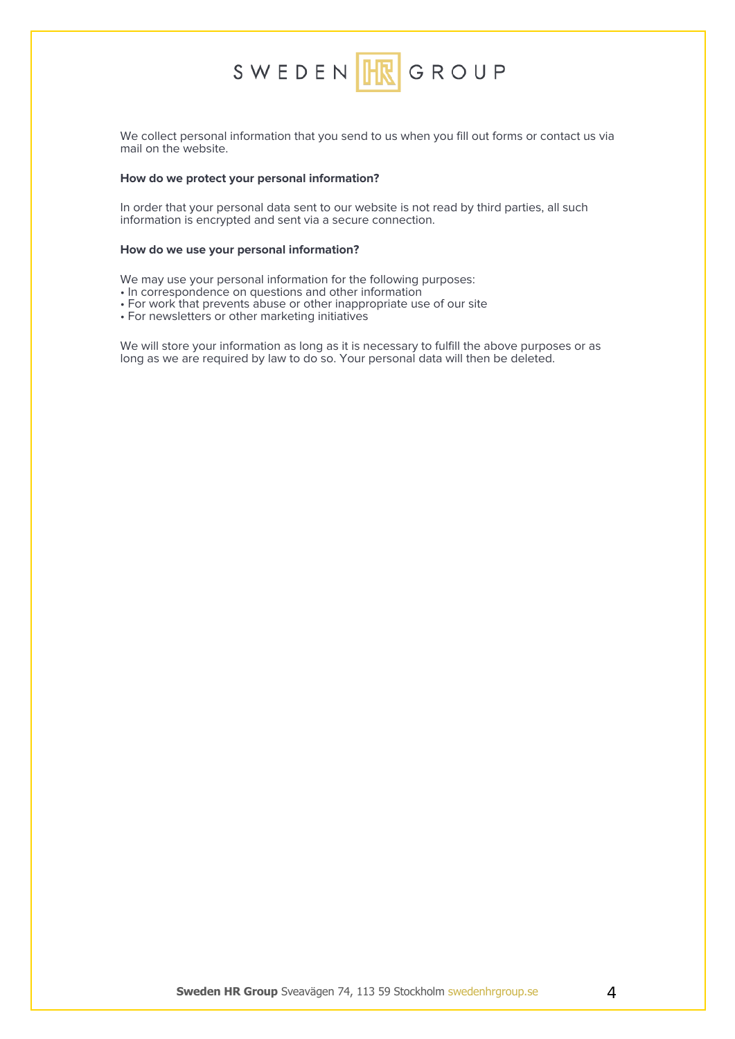We collect personal information that you send to us when you fill out forms or contact us via mail on the website.

**How do we protect your personal information?**

In order that your personal data sent to our website is not read by third parties, all such information is encrypted and sent via a secure connection.

**How do we use your personal information?**

We may use your personal information for the following purposes:
• In correspondence on questions and other information
• For work that prevents abuse or other inappropriate use of our site
• For newsletters or other marketing initiatives

We will store your information as long as it is necessary to fulfill the above purposes or as long as we are required by law to do so. Your personal data will then be deleted.